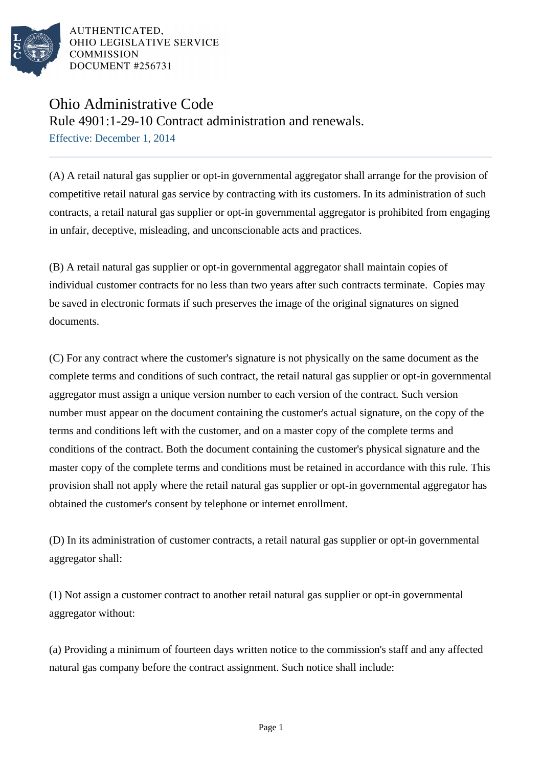AUTHENTICATED,
OHIO LEGISLATIVE SERVICE
COMMISSION
DOCUMENT #256731

# Ohio Administrative Code

## Rule 4901:1-29-10 Contract administration and renewals.

Effective: December 1, 2014

(A) A retail natural gas supplier or opt-in governmental aggregator shall arrange for the provision of competitive retail natural gas service by contracting with its customers. In its administration of such contracts, a retail natural gas supplier or opt-in governmental aggregator is prohibited from engaging in unfair, deceptive, misleading, and unconscionable acts and practices.

(B) A retail natural gas supplier or opt-in governmental aggregator shall maintain copies of individual customer contracts for no less than two years after such contracts terminate. Copies may be saved in electronic formats if such preserves the image of the original signatures on signed documents.

(C) For any contract where the customer's signature is not physically on the same document as the complete terms and conditions of such contract, the retail natural gas supplier or opt-in governmental aggregator must assign a unique version number to each version of the contract. Such version number must appear on the document containing the customer's actual signature, on the copy of the terms and conditions left with the customer, and on a master copy of the complete terms and conditions of the contract. Both the document containing the customer's physical signature and the master copy of the complete terms and conditions must be retained in accordance with this rule. This provision shall not apply where the retail natural gas supplier or opt-in governmental aggregator has obtained the customer's consent by telephone or internet enrollment.

(D) In its administration of customer contracts, a retail natural gas supplier or opt-in governmental aggregator shall:

(1) Not assign a customer contract to another retail natural gas supplier or opt-in governmental aggregator without:

(a) Providing a minimum of fourteen days written notice to the commission's staff and any affected natural gas company before the contract assignment. Such notice shall include: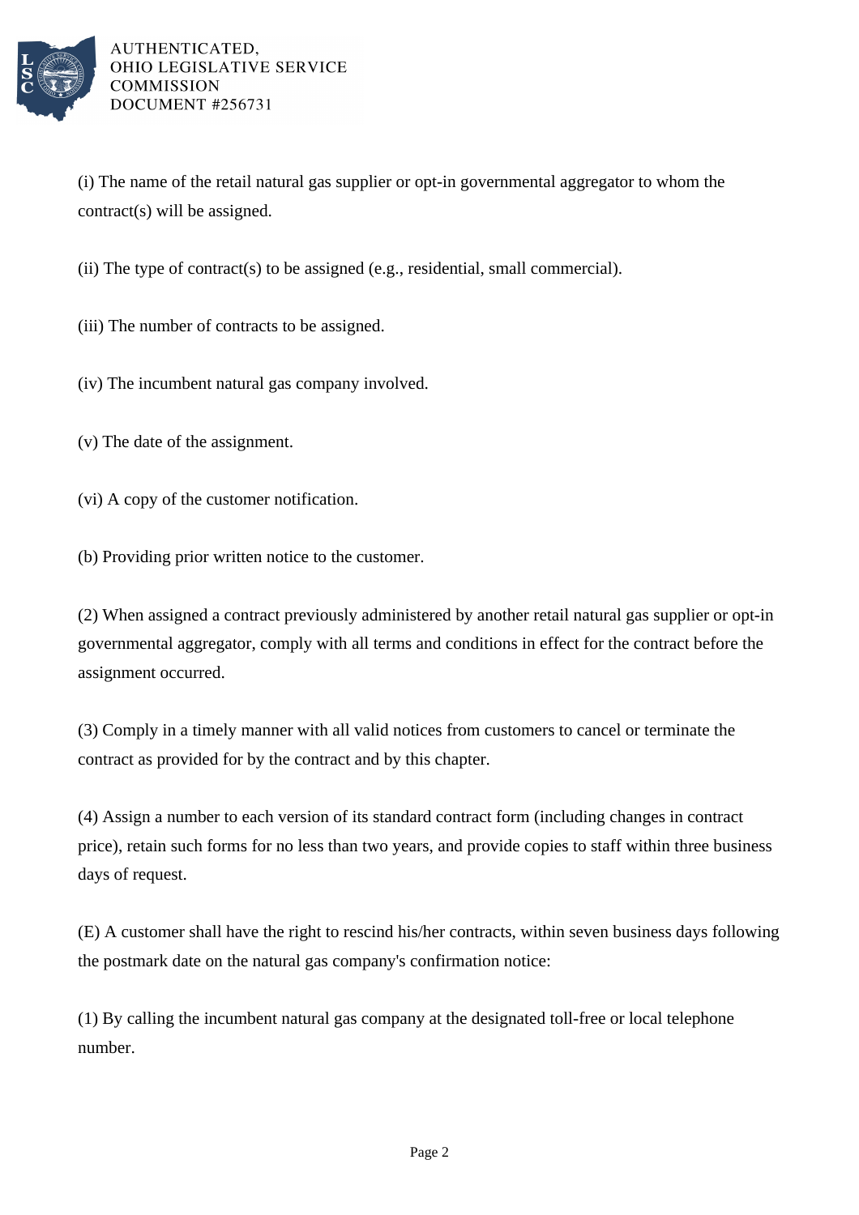(i) The name of the retail natural gas supplier or opt-in governmental aggregator to whom the contract(s) will be assigned.

(ii) The type of contract(s) to be assigned (e.g., residential, small commercial).

(iii) The number of contracts to be assigned.

(iv) The incumbent natural gas company involved.

(v) The date of the assignment.

(vi) A copy of the customer notification.

(b) Providing prior written notice to the customer.

(2) When assigned a contract previously administered by another retail natural gas supplier or opt-in governmental aggregator, comply with all terms and conditions in effect for the contract before the assignment occurred.

(3) Comply in a timely manner with all valid notices from customers to cancel or terminate the contract as provided for by the contract and by this chapter.

(4) Assign a number to each version of its standard contract form (including changes in contract price), retain such forms for no less than two years, and provide copies to staff within three business days of request.

(E) A customer shall have the right to rescind his/her contracts, within seven business days following the postmark date on the natural gas company's confirmation notice:

(1) By calling the incumbent natural gas company at the designated toll-free or local telephone number.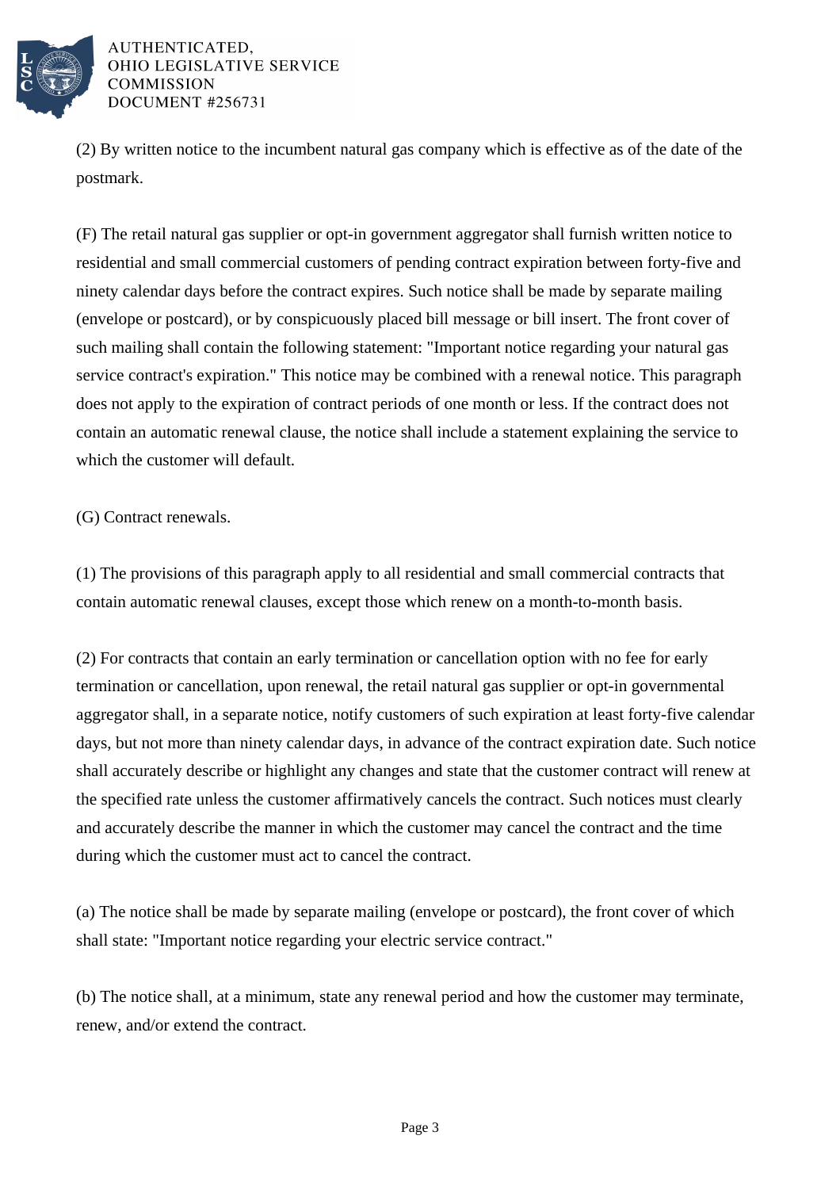(2) By written notice to the incumbent natural gas company which is effective as of the date of the postmark.

(F) The retail natural gas supplier or opt-in government aggregator shall furnish written notice to residential and small commercial customers of pending contract expiration between forty-five and ninety calendar days before the contract expires. Such notice shall be made by separate mailing (envelope or postcard), or by conspicuously placed bill message or bill insert. The front cover of such mailing shall contain the following statement: "Important notice regarding your natural gas service contract's expiration." This notice may be combined with a renewal notice. This paragraph does not apply to the expiration of contract periods of one month or less. If the contract does not contain an automatic renewal clause, the notice shall include a statement explaining the service to which the customer will default.

(G) Contract renewals.

(1) The provisions of this paragraph apply to all residential and small commercial contracts that contain automatic renewal clauses, except those which renew on a month-to-month basis.

(2) For contracts that contain an early termination or cancellation option with no fee for early termination or cancellation, upon renewal, the retail natural gas supplier or opt-in governmental aggregator shall, in a separate notice, notify customers of such expiration at least forty-five calendar days, but not more than ninety calendar days, in advance of the contract expiration date. Such notice shall accurately describe or highlight any changes and state that the customer contract will renew at the specified rate unless the customer affirmatively cancels the contract. Such notices must clearly and accurately describe the manner in which the customer may cancel the contract and the time during which the customer must act to cancel the contract.

(a) The notice shall be made by separate mailing (envelope or postcard), the front cover of which shall state: "Important notice regarding your electric service contract."

(b) The notice shall, at a minimum, state any renewal period and how the customer may terminate, renew, and/or extend the contract.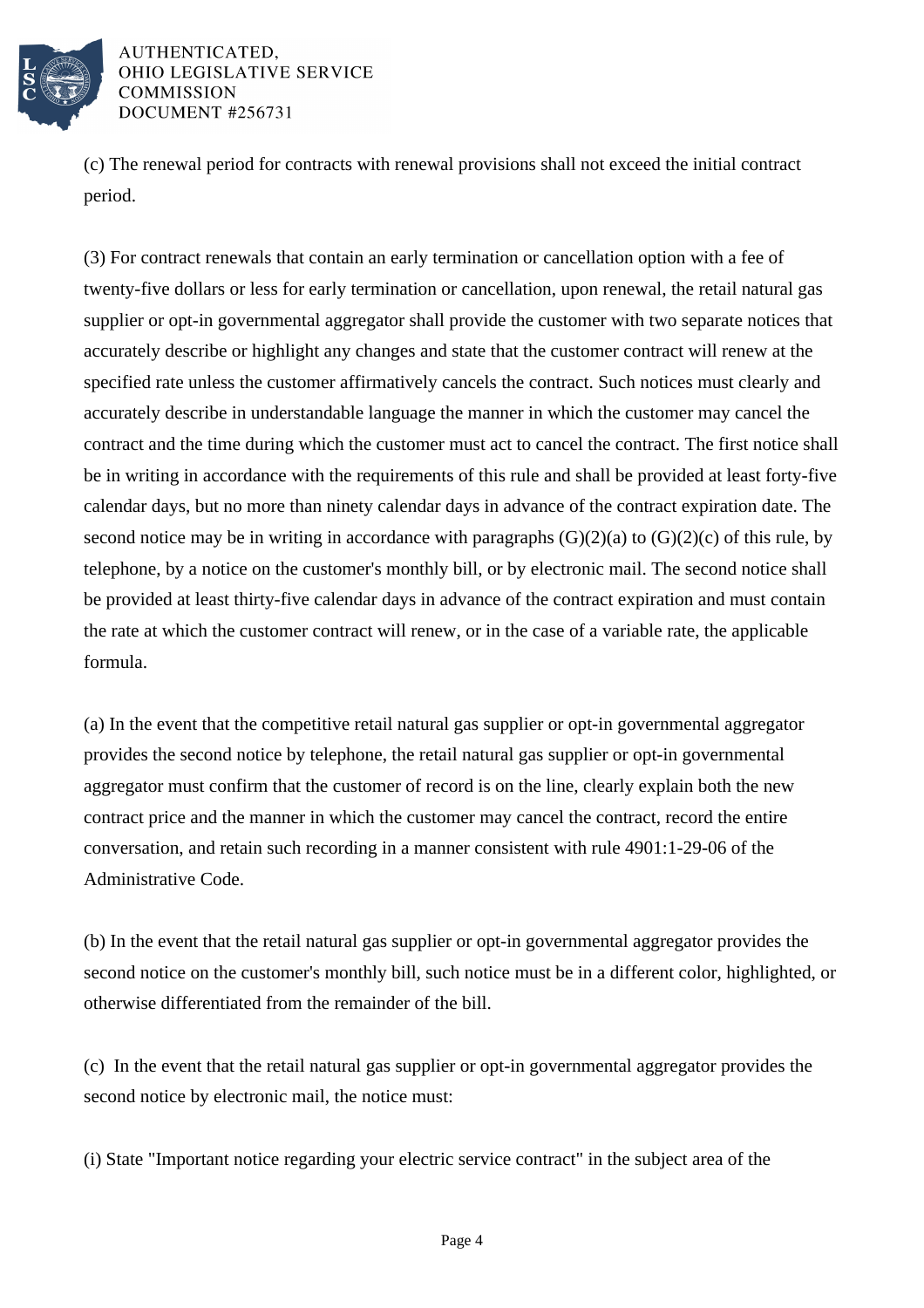(c) The renewal period for contracts with renewal provisions shall not exceed the initial contract period.

(3) For contract renewals that contain an early termination or cancellation option with a fee of twenty-five dollars or less for early termination or cancellation, upon renewal, the retail natural gas supplier or opt-in governmental aggregator shall provide the customer with two separate notices that accurately describe or highlight any changes and state that the customer contract will renew at the specified rate unless the customer affirmatively cancels the contract. Such notices must clearly and accurately describe in understandable language the manner in which the customer may cancel the contract and the time during which the customer must act to cancel the contract. The first notice shall be in writing in accordance with the requirements of this rule and shall be provided at least forty-five calendar days, but no more than ninety calendar days in advance of the contract expiration date. The second notice may be in writing in accordance with paragraphs (G)(2)(a) to (G)(2)(c) of this rule, by telephone, by a notice on the customer's monthly bill, or by electronic mail. The second notice shall be provided at least thirty-five calendar days in advance of the contract expiration and must contain the rate at which the customer contract will renew, or in the case of a variable rate, the applicable formula.

(a) In the event that the competitive retail natural gas supplier or opt-in governmental aggregator provides the second notice by telephone, the retail natural gas supplier or opt-in governmental aggregator must confirm that the customer of record is on the line, clearly explain both the new contract price and the manner in which the customer may cancel the contract, record the entire conversation, and retain such recording in a manner consistent with rule 4901:1-29-06 of the Administrative Code.

(b) In the event that the retail natural gas supplier or opt-in governmental aggregator provides the second notice on the customer's monthly bill, such notice must be in a different color, highlighted, or otherwise differentiated from the remainder of the bill.

(c) In the event that the retail natural gas supplier or opt-in governmental aggregator provides the second notice by electronic mail, the notice must:

(i) State "Important notice regarding your electric service contract" in the subject area of the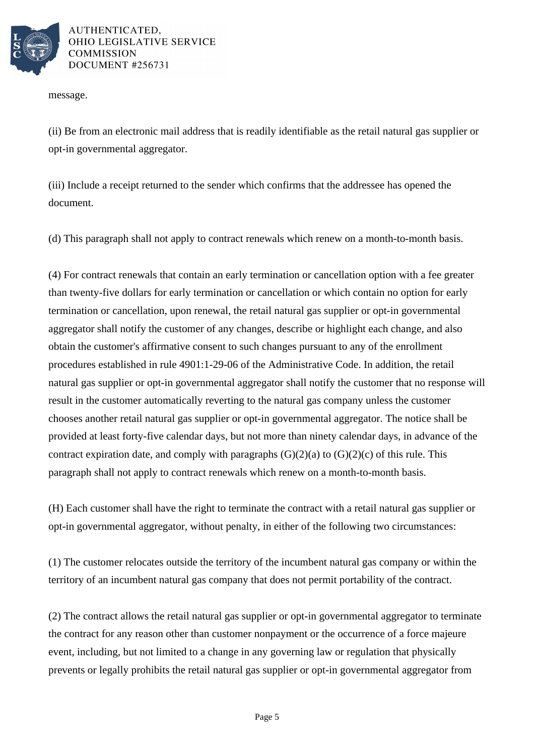message.

(ii) Be from an electronic mail address that is readily identifiable as the retail natural gas supplier or opt-in governmental aggregator.

(iii) Include a receipt returned to the sender which confirms that the addressee has opened the document.

(d) This paragraph shall not apply to contract renewals which renew on a month-to-month basis.

(4) For contract renewals that contain an early termination or cancellation option with a fee greater than twenty-five dollars for early termination or cancellation or which contain no option for early termination or cancellation, upon renewal, the retail natural gas supplier or opt-in governmental aggregator shall notify the customer of any changes, describe or highlight each change, and also obtain the customer's affirmative consent to such changes pursuant to any of the enrollment procedures established in rule 4901:1-29-06 of the Administrative Code. In addition, the retail natural gas supplier or opt-in governmental aggregator shall notify the customer that no response will result in the customer automatically reverting to the natural gas company unless the customer chooses another retail natural gas supplier or opt-in governmental aggregator. The notice shall be provided at least forty-five calendar days, but not more than ninety calendar days, in advance of the contract expiration date, and comply with paragraphs (G)(2)(a) to (G)(2)(c) of this rule. This paragraph shall not apply to contract renewals which renew on a month-to-month basis.

(H) Each customer shall have the right to terminate the contract with a retail natural gas supplier or opt-in governmental aggregator, without penalty, in either of the following two circumstances:

(1) The customer relocates outside the territory of the incumbent natural gas company or within the territory of an incumbent natural gas company that does not permit portability of the contract.

(2) The contract allows the retail natural gas supplier or opt-in governmental aggregator to terminate the contract for any reason other than customer nonpayment or the occurrence of a force majeure event, including, but not limited to a change in any governing law or regulation that physically prevents or legally prohibits the retail natural gas supplier or opt-in governmental aggregator from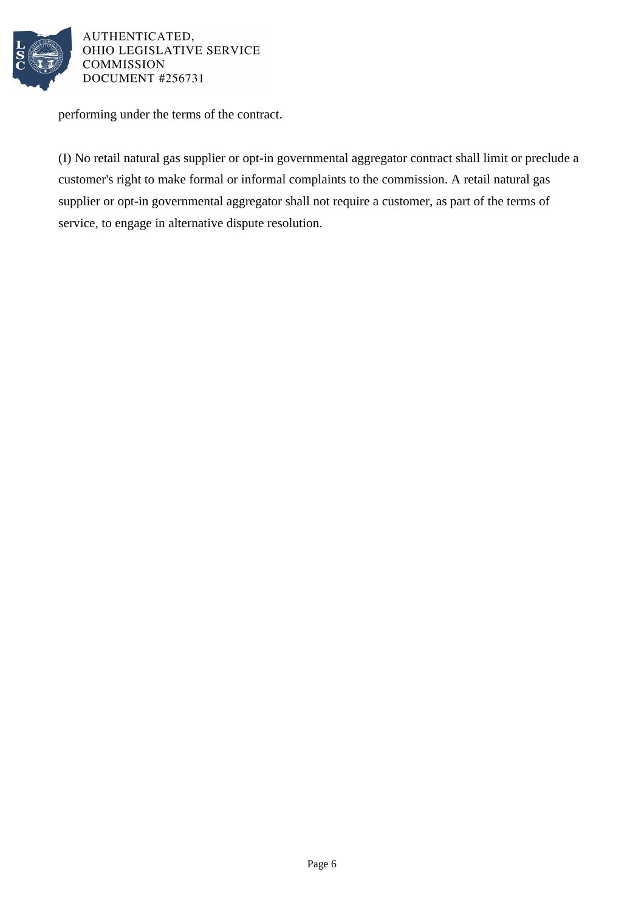performing under the terms of the contract.

(I) No retail natural gas supplier or opt-in governmental aggregator contract shall limit or preclude a customer's right to make formal or informal complaints to the commission. A retail natural gas supplier or opt-in governmental aggregator shall not require a customer, as part of the terms of service, to engage in alternative dispute resolution.